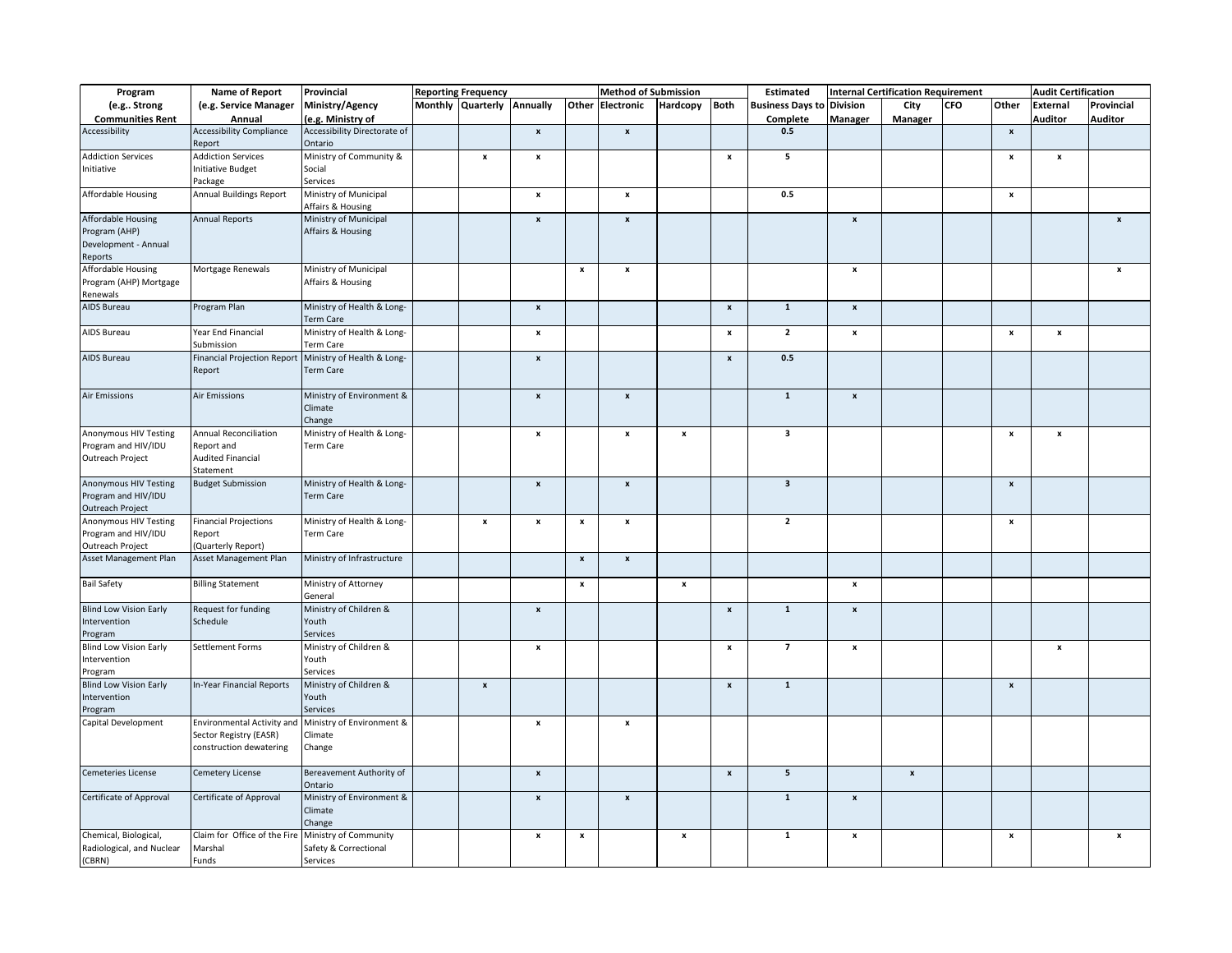| Program (e.g.. Strong Communities Rent | Name of Report (e.g. Service Manager Annual | Provincial Ministry/Agency (e.g. Ministry of | Reporting Frequency | | | | Method of Submission | | | Estimated Business Days to Complete | Internal Certification Requirement | | | | Audit Certification | |
|---|---|---|---|---|---|---|---|---|---|---|---|---|---|---|---|---|
| | | | Monthly | Quarterly | Annually | Other | Electronic | Hardcopy | Both | | Division Manager | City Manager | CFO | Other | External Auditor | Provincial Auditor |
| Accessibility | Accessibility Compliance Report | Accessibility Directorate of Ontario | | | x | | x | | | 0.5 | | | | x | | |
| Addiction Services Initiative | Addiction Services Initiative Budget Package | Ministry of Community & Social Services | | x | x | | | | x | 5 | | | | x | x | |
| Affordable Housing | Annual Buildings Report | Ministry of Municipal Affairs & Housing | | | x | | x | | | 0.5 | | | | x | | |
| Affordable Housing Program (AHP) Development - Annual Reports | Annual Reports | Ministry of Municipal Affairs & Housing | | | x | | x | | | | x | | | | | x |
| Affordable Housing Program (AHP) Mortgage Renewals | Mortgage Renewals | Ministry of Municipal Affairs & Housing | | | | x | x | | | | x | | | | | x |
| AIDS Bureau | Program Plan | Ministry of Health & Long-Term Care | | | x | | | | x | 1 | x | | | | | |
| AIDS Bureau | Year End Financial Submission | Ministry of Health & Long-Term Care | | | x | | | | x | 2 | x | | | x | x | |
| AIDS Bureau | Financial Projection Report Report | Ministry of Health & Long-Term Care | | | x | | | | x | 0.5 | | | | | | |
| Air Emissions | Air Emissions | Ministry of Environment & Climate Change | | | x | | x | | | 1 | x | | | | | |
| Anonymous HIV Testing Program and HIV/IDU Outreach Project | Annual Reconciliation Report and Audited Financial Statement | Ministry of Health & Long-Term Care | | | x | | x | x | | 3 | | | | x | x | |
| Anonymous HIV Testing Program and HIV/IDU Outreach Project | Budget Submission | Ministry of Health & Long-Term Care | | | x | | x | | | 3 | | | | x | | |
| Anonymous HIV Testing Program and HIV/IDU Outreach Project | Financial Projections Report (Quarterly Report) | Ministry of Health & Long-Term Care | | x | x | x | x | | | 2 | | | | x | | |
| Asset Management Plan | Asset Management Plan | Ministry of Infrastructure | | | | x | x | | | | | | | | | |
| Bail Safety | Billing Statement | Ministry of Attorney General | | | | x | | x | | | x | | | | | |
| Blind Low Vision Early Intervention Program | Request for funding Schedule | Ministry of Children & Youth Services | | | x | | | | x | 1 | x | | | | | |
| Blind Low Vision Early Intervention Program | Settlement Forms | Ministry of Children & Youth Services | | | x | | | | x | 7 | x | | | | x | |
| Blind Low Vision Early Intervention Program | In-Year Financial Reports | Ministry of Children & Youth Services | | x | | | | | x | 1 | | | | x | | |
| Capital Development | Environmental Activity and Sector Registry (EASR) construction dewatering | Ministry of Environment & Climate Change | | | x | | x | | | | | | | | | |
| Cemeteries License | Cemetery License | Bereavement Authority of Ontario | | | x | | | | x | 5 | | x | | | | |
| Certificate of Approval | Certificate of Approval | Ministry of Environment & Climate Change | | | x | | x | | | 1 | x | | | | | |
| Chemical, Biological, Radiological, and Nuclear (CBRN) | Claim for Office of the Fire Marshal Funds | Ministry of Community Safety & Correctional Services | | | x | x | | x | | 1 | x | | | x | | x |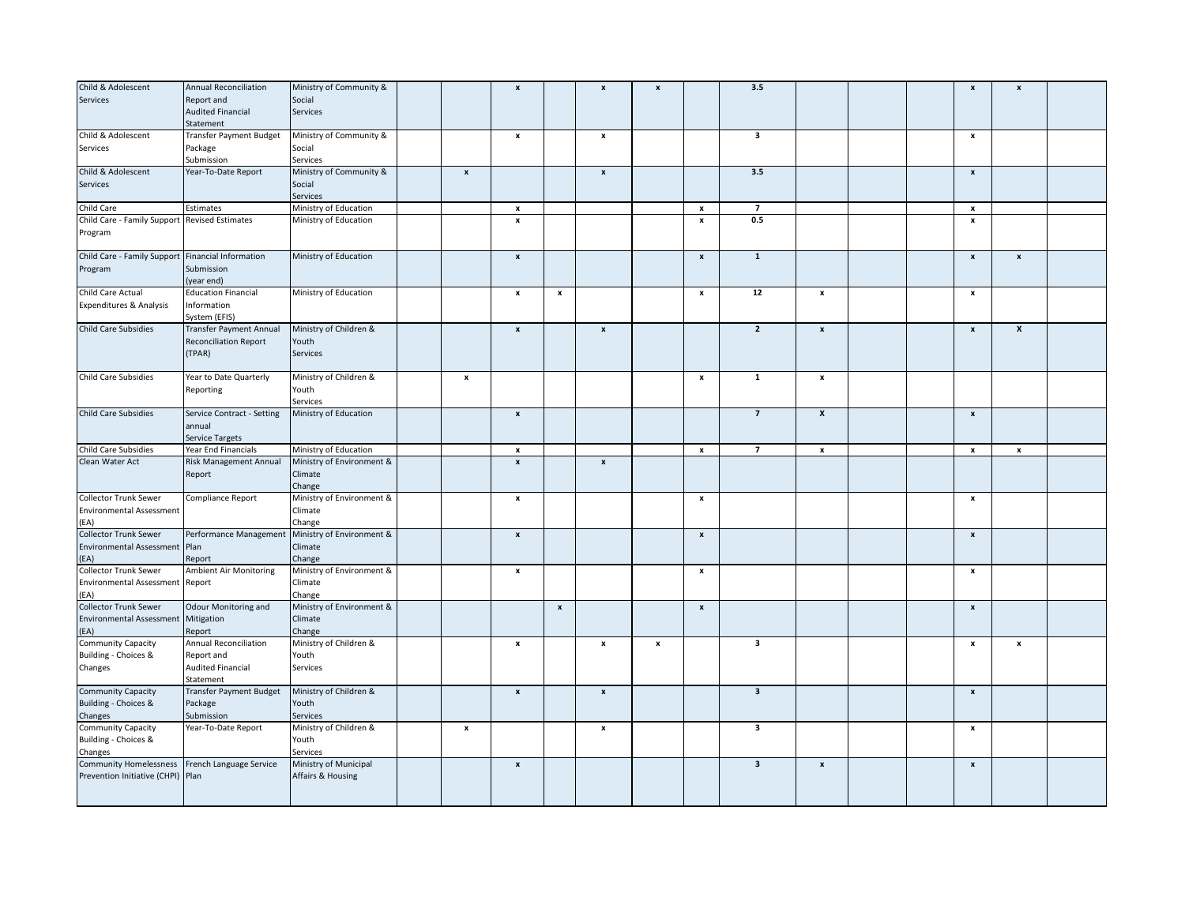| | | | | | | | | | | | | | | | | |
|---|---|---|---|---|---|---|---|---|---|---|---|---|---|---|---|---|
| Child & Adolescent Services | Annual Reconciliation Report and Audited Financial Statement | Ministry of Community & Social Services | | | x | | x | x | | 3.5 | | | | x | x | |
| Child & Adolescent Services | Transfer Payment Budget Package Submission | Ministry of Community & Social Services | | | x | | x | | | 3 | | | | x | | |
| Child & Adolescent Services | Year-To-Date Report | Ministry of Community & Social Services | | x | | | x | | | 3.5 | | | | x | | |
| Child Care | Estimates | Ministry of Education | | | x | | | | x | 7 | | | | x | | |
| Child Care - Family Support Program | Revised Estimates | Ministry of Education | | | x | | | | x | 0.5 | | | | x | | |
| Child Care - Family Support Program | Financial Information Submission (year end) | Ministry of Education | | | x | | | | x | 1 | | | | x | x | |
| Child Care Actual Expenditures & Analysis | Education Financial Information System (EFIS) | Ministry of Education | | | x | x | | | x | 12 | x | | | x | | |
| Child Care Subsidies | Transfer Payment Annual Reconciliation Report (TPAR) | Ministry of Children & Youth Services | | | x | | x | | | 2 | x | | | x | X | |
| Child Care Subsidies | Year to Date Quarterly Reporting | Ministry of Children & Youth Services | | x | | | | | x | 1 | x | | | | | |
| Child Care Subsidies | Service Contract - Setting annual Service Targets | Ministry of Education | | | x | | | | | 7 | X | | | x | | |
| Child Care Subsidies | Year End Financials | Ministry of Education | | | x | | | | x | 7 | x | | | x | x | |
| Clean Water Act | Risk Management Annual Report | Ministry of Environment & Climate Change | | | x | | x | | | | | | | | | |
| Collector Trunk Sewer Environmental Assessment (EA) | Compliance Report | Ministry of Environment & Climate Change | | | x | | | | x | | | | | x | | |
| Collector Trunk Sewer Environmental Assessment (EA) | Performance Management Plan Report | Ministry of Environment & Climate Change | | | x | | | | x | | | | | x | | |
| Collector Trunk Sewer Environmental Assessment (EA) | Ambient Air Monitoring Report | Ministry of Environment & Climate Change | | | x | | | | x | | | | | x | | |
| Collector Trunk Sewer Environmental Assessment (EA) | Odour Monitoring and Mitigation Report | Ministry of Environment & Climate Change | | | | x | | | x | | | | | x | | |
| Community Capacity Building - Choices & Changes | Annual Reconciliation Report and Audited Financial Statement | Ministry of Children & Youth Services | | | x | | x | x | | 3 | | | | x | x | |
| Community Capacity Building - Choices & Changes | Transfer Payment Budget Package Submission | Ministry of Children & Youth Services | | | x | | x | | | 3 | | | | x | | |
| Community Capacity Building - Choices & Changes | Year-To-Date Report | Ministry of Children & Youth Services | | x | | | x | | | 3 | | | | x | | |
| Community Homelessness Prevention Initiative (CHPI) | French Language Service Plan | Ministry of Municipal Affairs & Housing | | | x | | | | | 3 | x | | | x | | |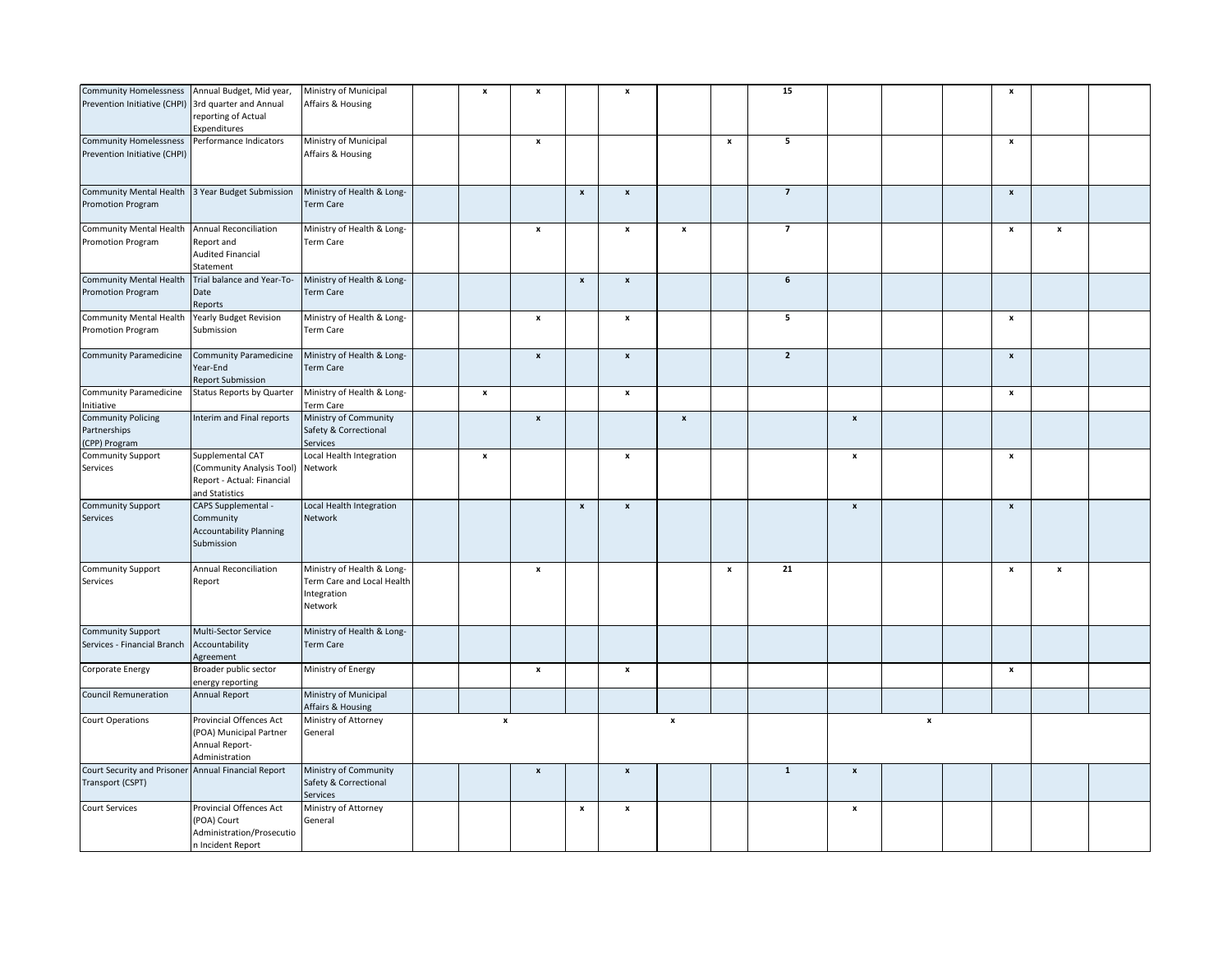| | | | | | | | | | | | | | | | | |
|---|---|---|---|---|---|---|---|---|---|---|---|---|---|---|---|---|
| Community Homelessness Prevention Initiative (CHPI) | Annual Budget, Mid year, 3rd quarter and Annual reporting of Actual Expenditures | Ministry of Municipal Affairs & Housing | | x | x | | x | | | 15 | | | | x | | |
| Community Homelessness Prevention Initiative (CHPI) | Performance Indicators | Ministry of Municipal Affairs & Housing | | | x | | | | x | 5 | | | | x | | |
| Community Mental Health Promotion Program | 3 Year Budget Submission | Ministry of Health & Long-Term Care | | | | x | x | | | 7 | | | | x | | |
| Community Mental Health Promotion Program | Annual Reconciliation Report and Audited Financial Statement | Ministry of Health & Long-Term Care | | | x | | x | x | | 7 | | | | x | x | |
| Community Mental Health Promotion Program | Trial balance and Year-To-Date Reports | Ministry of Health & Long-Term Care | | | | x | x | | | 6 | | | | | | |
| Community Mental Health Promotion Program | Yearly Budget Revision Submission | Ministry of Health & Long-Term Care | | | x | | x | | | 5 | | | | x | | |
| Community Paramedicine | Community Paramedicine Year-End Report Submission | Ministry of Health & Long-Term Care | | | x | | x | | | 2 | | | | x | | |
| Community Paramedicine Initiative | Status Reports by Quarter | Ministry of Health & Long-Term Care | | x | | | x | | | | | | | x | | |
| Community Policing Partnerships (CPP) Program | Interim and Final reports | Ministry of Community Safety & Correctional Services | | | x | | | x | | | x | | | | | |
| Community Support Services | Supplemental CAT (Community Analysis Tool) Report - Actual: Financial and Statistics | Local Health Integration Network | | x | | | x | | | | x | | | x | | |
| Community Support Services | CAPS Supplemental - Community Accountability Planning Submission | Local Health Integration Network | | | | x | x | | | | x | | | x | | |
| Community Support Services | Annual Reconciliation Report | Ministry of Health & Long-Term Care and Local Health Integration Network | | | x | | | | x | 21 | | | | x | x | |
| Community Support Services - Financial Branch | Multi-Sector Service Accountability Agreement | Ministry of Health & Long-Term Care | | | | | | | | | | | | | | |
| Corporate Energy | Broader public sector energy reporting | Ministry of Energy | | | x | | x | | | | | | | x | | |
| Council Remuneration | Annual Report | Ministry of Municipal Affairs & Housing | | | | | | | | | | | | | | |
| Court Operations | Provincial Offences Act (POA) Municipal Partner Annual Report-Administration | Ministry of Attorney General | x | | | | x | | | | x | | | | | |
| Court Security and Prisoner Transport (CSPT) | Annual Financial Report | Ministry of Community Safety & Correctional Services | | | x | | x | | | 1 | x | | | | | |
| Court Services | Provincial Offences Act (POA) Court Administration/Prosecution Incident Report | Ministry of Attorney General | | | | x | x | | | | x | | | | | |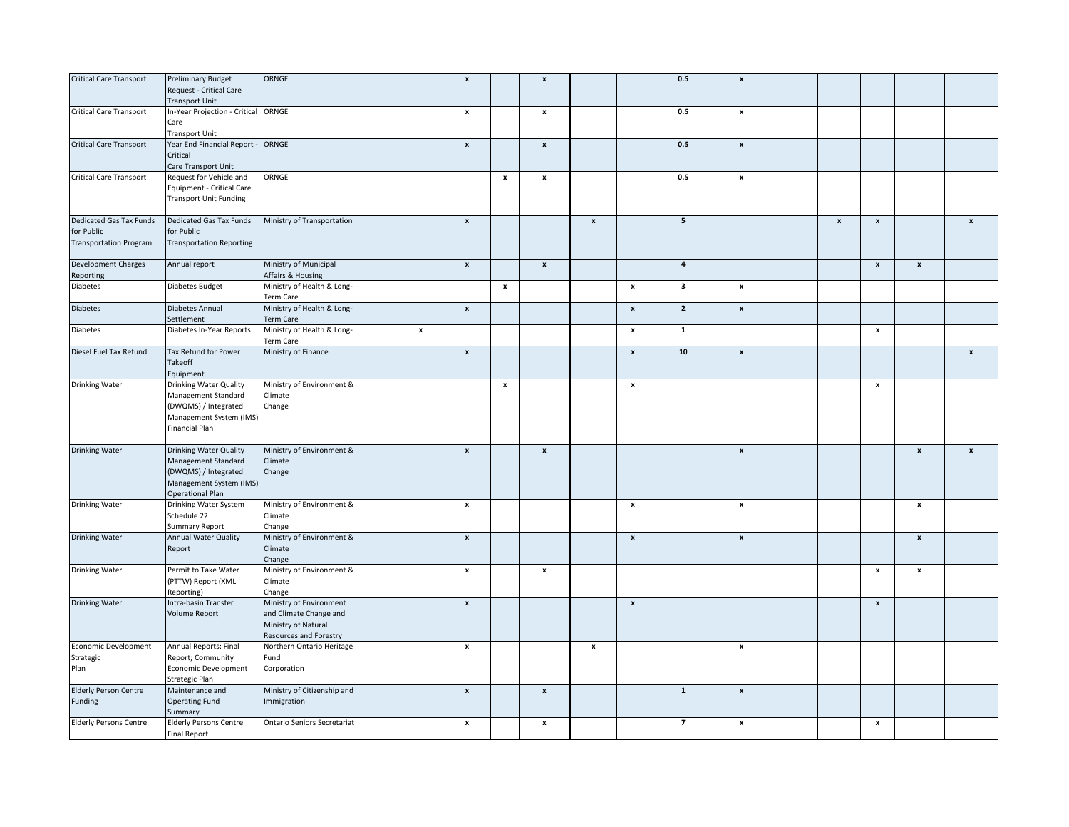| | | | | | | | | | | | | | | | | |
|---|---|---|---|---|---|---|---|---|---|---|---|---|---|---|---|---|
| Critical Care Transport | Preliminary Budget Request - Critical Care Transport Unit | ORNGE | | | x | | x | | | 0.5 | x | | | | | |
| Critical Care Transport | In-Year Projection - Critical Care Transport Unit | ORNGE | | | x | | x | | | 0.5 | x | | | | | |
| Critical Care Transport | Year End Financial Report - Critical Care Transport Unit | ORNGE | | | x | | x | | | 0.5 | x | | | | | |
| Critical Care Transport | Request for Vehicle and Equipment - Critical Care Transport Unit Funding | ORNGE | | | | x | x | | | 0.5 | x | | | | | |
| Dedicated Gas Tax Funds for Public Transportation Program | Dedicated Gas Tax Funds for Public Transportation Reporting | Ministry of Transportation | | | x | | | x | | 5 | | | x | x | | x |
| Development Charges Reporting | Annual report | Ministry of Municipal Affairs & Housing | | | x | | x | | | 4 | | | | x | x | |
| Diabetes | Diabetes Budget | Ministry of Health & Long-Term Care | | | | x | | | x | 3 | x | | | | | |
| Diabetes | Diabetes Annual Settlement | Ministry of Health & Long-Term Care | | | x | | | | x | 2 | x | | | | | |
| Diabetes | Diabetes In-Year Reports | Ministry of Health & Long-Term Care | | x | | | | | x | 1 | | | | x | | |
| Diesel Fuel Tax Refund | Tax Refund for Power Takeoff Equipment | Ministry of Finance | | | x | | | | x | 10 | x | | | | | x |
| Drinking Water | Drinking Water Quality Management Standard (DWQMS) / Integrated Management System (IMS) Financial Plan | Ministry of Environment & Climate Change | | | | x | | | x | | | | | x | | |
| Drinking Water | Drinking Water Quality Management Standard (DWQMS) / Integrated Management System (IMS) Operational Plan | Ministry of Environment & Climate Change | | | x | | x | | | | x | | | | x | x |
| Drinking Water | Drinking Water System Schedule 22 Summary Report | Ministry of Environment & Climate Change | | | x | | | | x | | x | | | | x | |
| Drinking Water | Annual Water Quality Report | Ministry of Environment & Climate Change | | | x | | | | x | | x | | | | x | |
| Drinking Water | Permit to Take Water (PTTW) Report (XML Reporting) | Ministry of Environment & Climate Change | | | x | | x | | | | | | | x | x | |
| Drinking Water | Intra-basin Transfer Volume Report | Ministry of Environment and Climate Change and Ministry of Natural Resources and Forestry | | | x | | | | x | | | | | x | | |
| Economic Development Strategic Plan | Annual Reports; Final Report; Community Economic Development Strategic Plan | Northern Ontario Heritage Fund Corporation | | | x | | | x | | | x | | | | | |
| Elderly Person Centre Funding | Maintenance and Operating Fund Summary | Ministry of Citizenship and Immigration | | | x | | x | | | 1 | x | | | | | |
| Elderly Persons Centre | Elderly Persons Centre Final Report | Ontario Seniors Secretariat | | | x | | x | | | 7 | x | | | x | | |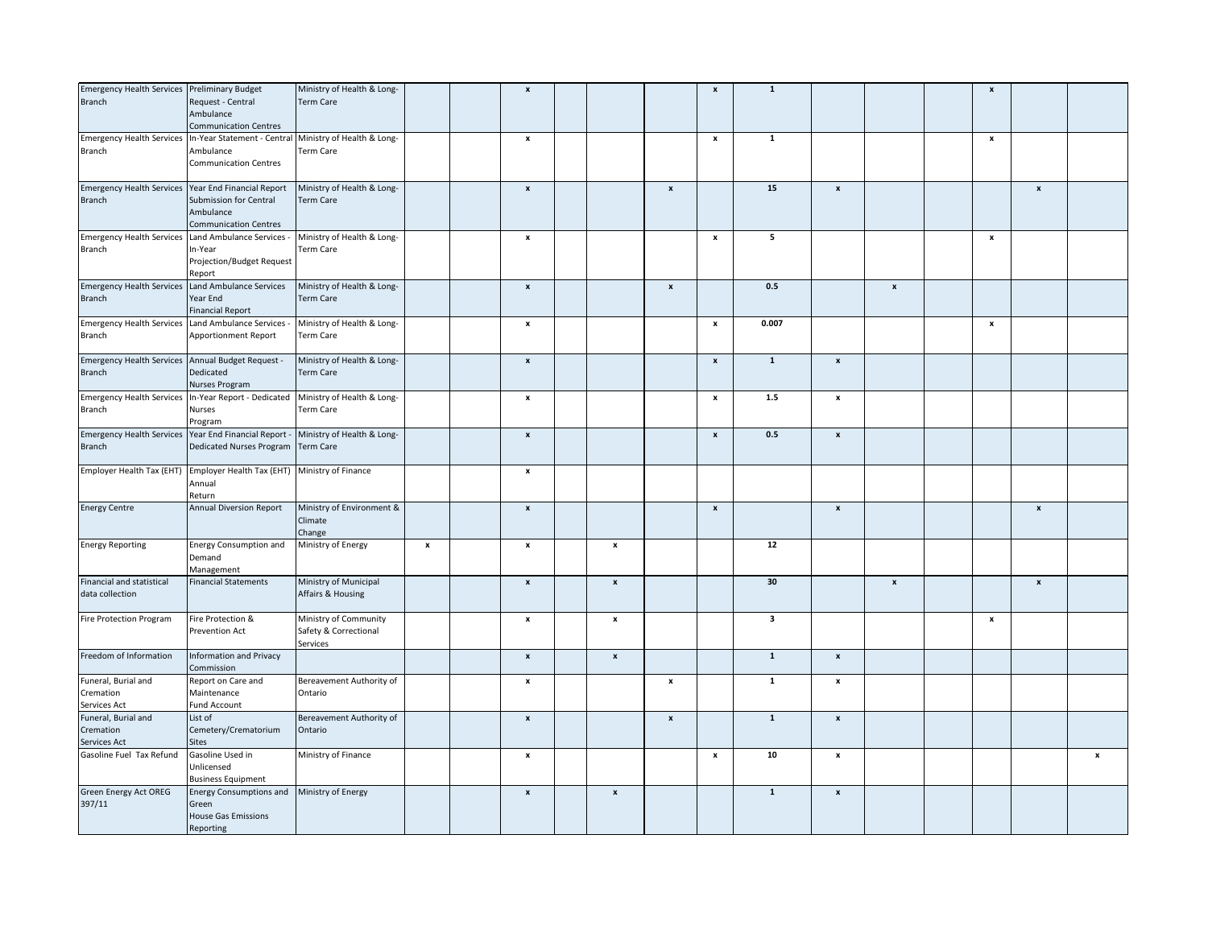| | | | | | | | | | | | | | | | | |
|---|---|---|---|---|---|---|---|---|---|---|---|---|---|---|---|---|
| Emergency Health Services Branch | Preliminary Budget Request - Central Ambulance Communication Centres | Ministry of Health & Long-Term Care | | | x | | | | x | 1 | | | | x | | |
| Emergency Health Services Branch | In-Year Statement - Central Ambulance Communication Centres | Ministry of Health & Long-Term Care | | | x | | | | x | 1 | | | | x | | |
| Emergency Health Services Branch | Year End Financial Report Submission for Central Ambulance Communication Centres | Ministry of Health & Long-Term Care | | | x | | | x | | 15 | x | | | | x | |
| Emergency Health Services Branch | Land Ambulance Services - In-Year Projection/Budget Request Report | Ministry of Health & Long-Term Care | | | x | | | | x | 5 | | | | x | | |
| Emergency Health Services Branch | Land Ambulance Services Year End Financial Report | Ministry of Health & Long-Term Care | | | x | | | x | | 0.5 | | x | | | | |
| Emergency Health Services Branch | Land Ambulance Services - Apportionment Report | Ministry of Health & Long-Term Care | | | x | | | | x | 0.007 | | | | x | | |
| Emergency Health Services Branch | Annual Budget Request - Dedicated Nurses Program | Ministry of Health & Long-Term Care | | | x | | | | x | 1 | x | | | | | |
| Emergency Health Services Branch | In-Year Report - Dedicated Nurses Program | Ministry of Health & Long-Term Care | | | x | | | | x | 1.5 | x | | | | | |
| Emergency Health Services Branch | Year End Financial Report - Dedicated Nurses Program | Ministry of Health & Long-Term Care | | | x | | | | x | 0.5 | x | | | | | |
| Employer Health Tax (EHT) | Employer Health Tax (EHT) Annual Return | Ministry of Finance | | | x | | | | | | | | | | | |
| Energy Centre | Annual Diversion Report | Ministry of Environment & Climate Change | | | x | | | | x | | x | | | | x | |
| Energy Reporting | Energy Consumption and Demand Management | Ministry of Energy | x | | x | | x | | | 12 | | | | | | |
| Financial and statistical data collection | Financial Statements | Ministry of Municipal Affairs & Housing | | | x | | x | | | 30 | | x | | | x | |
| Fire Protection Program | Fire Protection & Prevention Act | Ministry of Community Safety & Correctional Services | | | x | | x | | | 3 | | | | x | | |
| Freedom of Information | Information and Privacy Commission | | | | x | | x | | | 1 | x | | | | | |
| Funeral, Burial and Cremation Services Act | Report on Care and Maintenance Fund Account | Bereavement Authority of Ontario | | | x | | | x | | 1 | x | | | | | |
| Funeral, Burial and Cremation Services Act | List of Cemetery/Crematorium Sites | Bereavement Authority of Ontario | | | x | | | x | | 1 | x | | | | | |
| Gasoline Fuel Tax Refund | Gasoline Used in Unlicensed Business Equipment | Ministry of Finance | | | x | | | | x | 10 | x | | | | | x |
| Green Energy Act OREG 397/11 | Energy Consumptions and Green House Gas Emissions Reporting | Ministry of Energy | | | x | | x | | | 1 | x | | | | | |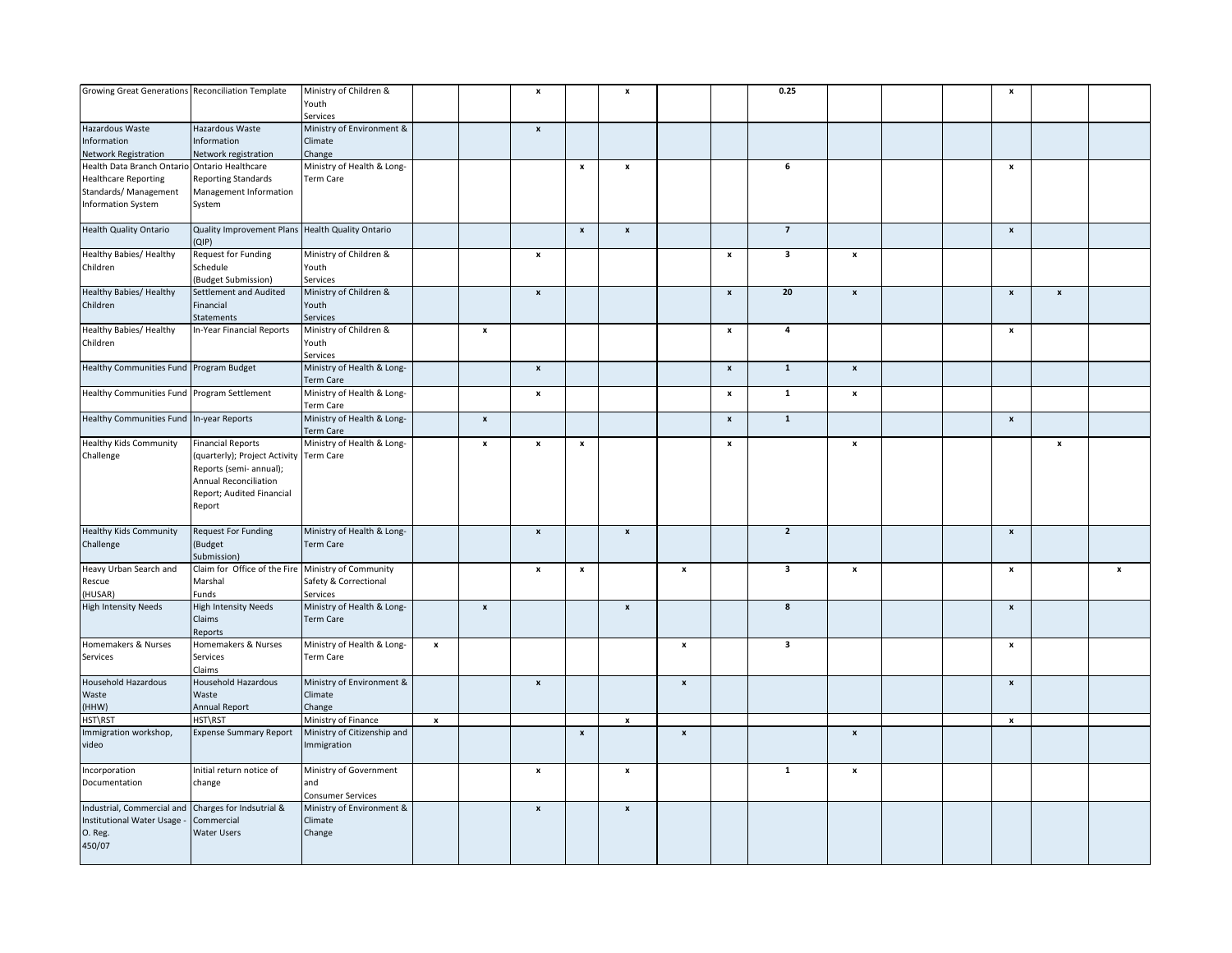| | | | | | | | | | | | | | | | |
|---|---|---|---|---|---|---|---|---|---|---|---|---|---|---|---|---|
| Growing Great Generations | Reconciliation Template | Ministry of Children & Youth Services | | | x | | x | | | 0.25 | | | | x | | |
| Hazardous Waste Information Network Registration | Hazardous Waste Information Network registration | Ministry of Environment & Climate Change | | | x | | | | | | | | | | | |
| Health Data Branch Ontario Healthcare Reporting Standards/ Management Information System | Ontario Healthcare Reporting Standards Management Information System | Ministry of Health & Long-Term Care | | | | x | x | | | 6 | | | | x | | |
| Health Quality Ontario | Quality Improvement Plans (QIP) | Health Quality Ontario | | | | x | x | | | 7 | | | | x | | |
| Healthy Babies/ Healthy Children | Request for Funding Schedule (Budget Submission) | Ministry of Children & Youth Services | | | x | | | | x | 3 | x | | | | | |
| Healthy Babies/ Healthy Children | Settlement and Audited Financial Statements | Ministry of Children & Youth Services | | | x | | | | x | 20 | x | | | x | x | |
| Healthy Babies/ Healthy Children | In-Year Financial Reports | Ministry of Children & Youth Services | | x | | | | | x | 4 | | | | x | | |
| Healthy Communities Fund | Program Budget | Ministry of Health & Long-Term Care | | | x | | | | x | 1 | x | | | | | |
| Healthy Communities Fund | Program Settlement | Ministry of Health & Long-Term Care | | | x | | | | x | 1 | x | | | | | |
| Healthy Communities Fund | In-year Reports | Ministry of Health & Long-Term Care | | x | | | | | x | 1 | | | | x | | |
| Healthy Kids Community Challenge | Financial Reports (quarterly); Project Activity Reports (semi- annual); Annual Reconciliation Report; Audited Financial Report | Ministry of Health & Long-Term Care | | x | x | x | | | x | | x | | | | x | |
| Healthy Kids Community Challenge | Request For Funding (Budget Submission) | Ministry of Health & Long-Term Care | | | x | | x | | | 2 | | | | x | | |
| Heavy Urban Search and Rescue (HUSAR) | Claim for Office of the Fire Marshal Funds | Ministry of Community Safety & Correctional Services | | | x | x | | x | | 3 | x | | | x | | x |
| High Intensity Needs | High Intensity Needs Claims Reports | Ministry of Health & Long-Term Care | | x | | | x | | | 8 | | | | x | | |
| Homemakers & Nurses Services | Homemakers & Nurses Services Claims | Ministry of Health & Long-Term Care | x | | | | | x | | 3 | | | | x | | |
| Household Hazardous Waste (HHW) | Household Hazardous Waste Annual Report | Ministry of Environment & Climate Change | | | x | | | x | | | | | | x | | |
| HST\RST | HST\RST | Ministry of Finance | x | | | | x | | | | | | | x | | |
| Immigration workshop, video | Expense Summary Report | Ministry of Citizenship and Immigration | | | | x | | x | | | x | | | | | |
| Incorporation Documentation | Initial return notice of change | Ministry of Government and Consumer Services | | | x | | x | | | 1 | x | | | | | |
| Industrial, Commercial and Institutional Water Usage - O. Reg. 450/07 | Charges for Indsutrial & Commercial Water Users | Ministry of Environment & Climate Change | | | x | | x | | | | | | | | | |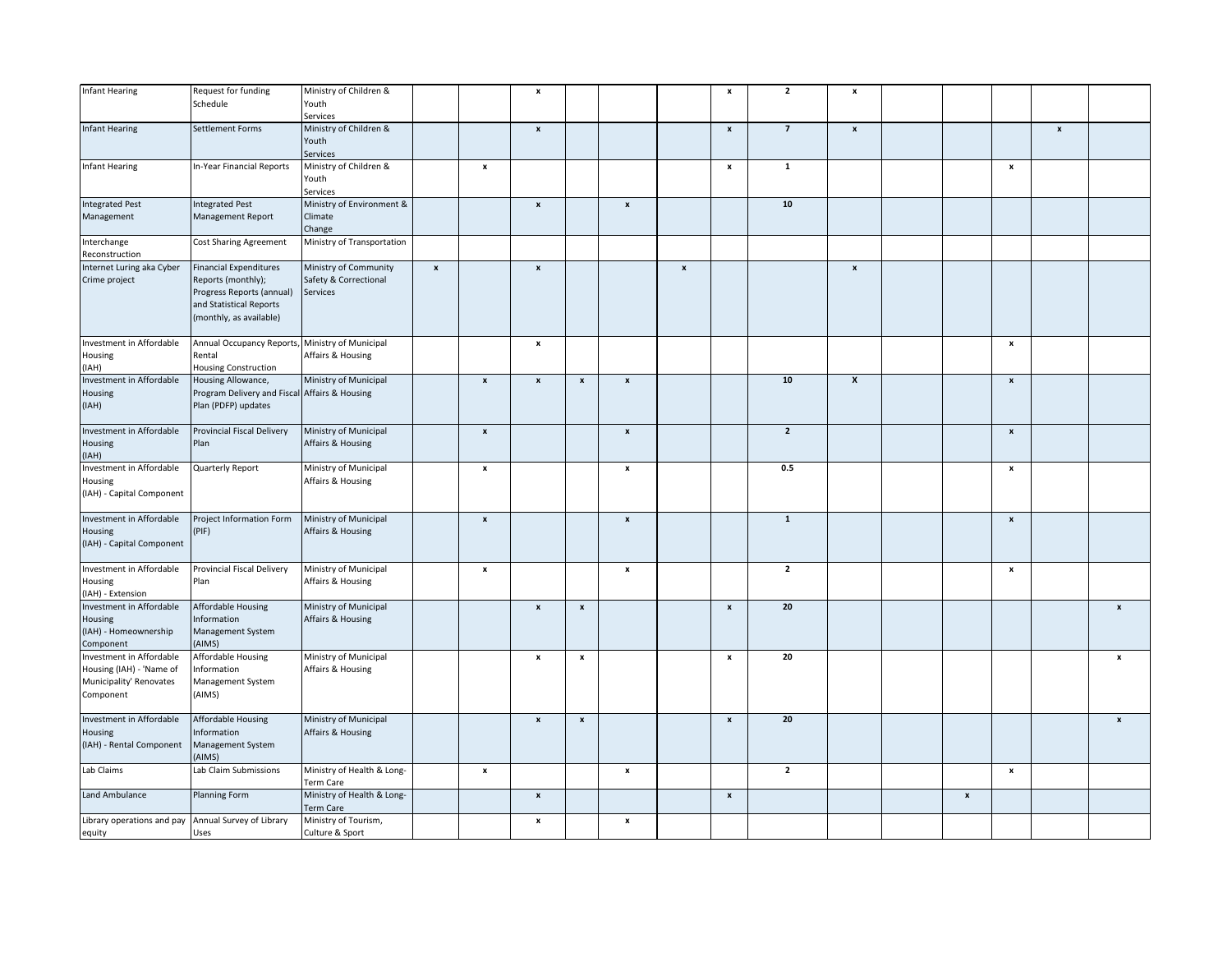| | | | | | | | | | | | | | | | | |
|---|---|---|---|---|---|---|---|---|---|---|---|---|---|---|---|---|
| Infant Hearing | Request for funding Schedule | Ministry of Children & Youth Services | | | x | | | | x | 2 | x | | | | | |
| Infant Hearing | Settlement Forms | Ministry of Children & Youth Services | | | x | | | | x | 7 | x | | | | x | |
| Infant Hearing | In-Year Financial Reports | Ministry of Children & Youth Services | | x | | | | | x | 1 | | | | x | | |
| Integrated Pest Management | Integrated Pest Management Report | Ministry of Environment & Climate Change | | | x | | x | | | 10 | | | | | | |
| Interchange Reconstruction | Cost Sharing Agreement | Ministry of Transportation | | | | | | | | | | | | | | |
| Internet Luring aka Cyber Crime project | Financial Expenditures Reports (monthly); Progress Reports (annual) and Statistical Reports (monthly, as available) | Ministry of Community Safety & Correctional Services | x | | x | | | x | | | x | | | | | |
| Investment in Affordable Housing (IAH) | Annual Occupancy Reports, Rental Housing Construction | Ministry of Municipal Affairs & Housing | | | x | | | | | | | | | x | | |
| Investment in Affordable Housing (IAH) | Housing Allowance, Program Delivery and Fiscal Plan (PDFP) updates | Ministry of Municipal Affairs & Housing | | x | x | x | x | | | 10 | X | | | x | | |
| Investment in Affordable Housing (IAH) | Provincial Fiscal Delivery Plan | Ministry of Municipal Affairs & Housing | | x | | | x | | | 2 | | | | x | | |
| Investment in Affordable Housing (IAH) - Capital Component | Quarterly Report | Ministry of Municipal Affairs & Housing | | x | | | x | | | 0.5 | | | | x | | |
| Investment in Affordable Housing (IAH) - Capital Component | Project Information Form (PIF) | Ministry of Municipal Affairs & Housing | | x | | | x | | | 1 | | | | x | | |
| Investment in Affordable Housing (IAH) - Extension | Provincial Fiscal Delivery Plan | Ministry of Municipal Affairs & Housing | | x | | | x | | | 2 | | | | x | | |
| Investment in Affordable Housing (IAH) - Homeownership Component | Affordable Housing Information Management System (AIMS) | Ministry of Municipal Affairs & Housing | | | x | x | | | x | 20 | | | | | | x |
| Investment in Affordable Housing (IAH) - 'Name of Municipality' Renovates Component | Affordable Housing Information Management System (AIMS) | Ministry of Municipal Affairs & Housing | | | x | x | | | x | 20 | | | | | | x |
| Investment in Affordable Housing (IAH) - Rental Component | Affordable Housing Information Management System (AIMS) | Ministry of Municipal Affairs & Housing | | | x | x | | | x | 20 | | | | | | x |
| Lab Claims | Lab Claim Submissions | Ministry of Health & Long-Term Care | | x | | | x | | | 2 | | | | x | | |
| Land Ambulance | Planning Form | Ministry of Health & Long-Term Care | | | x | | | | x | | | | x | | | |
| Library operations and pay equity | Annual Survey of Library Uses | Ministry of Tourism, Culture & Sport | | | x | | x | | | | | | | | | |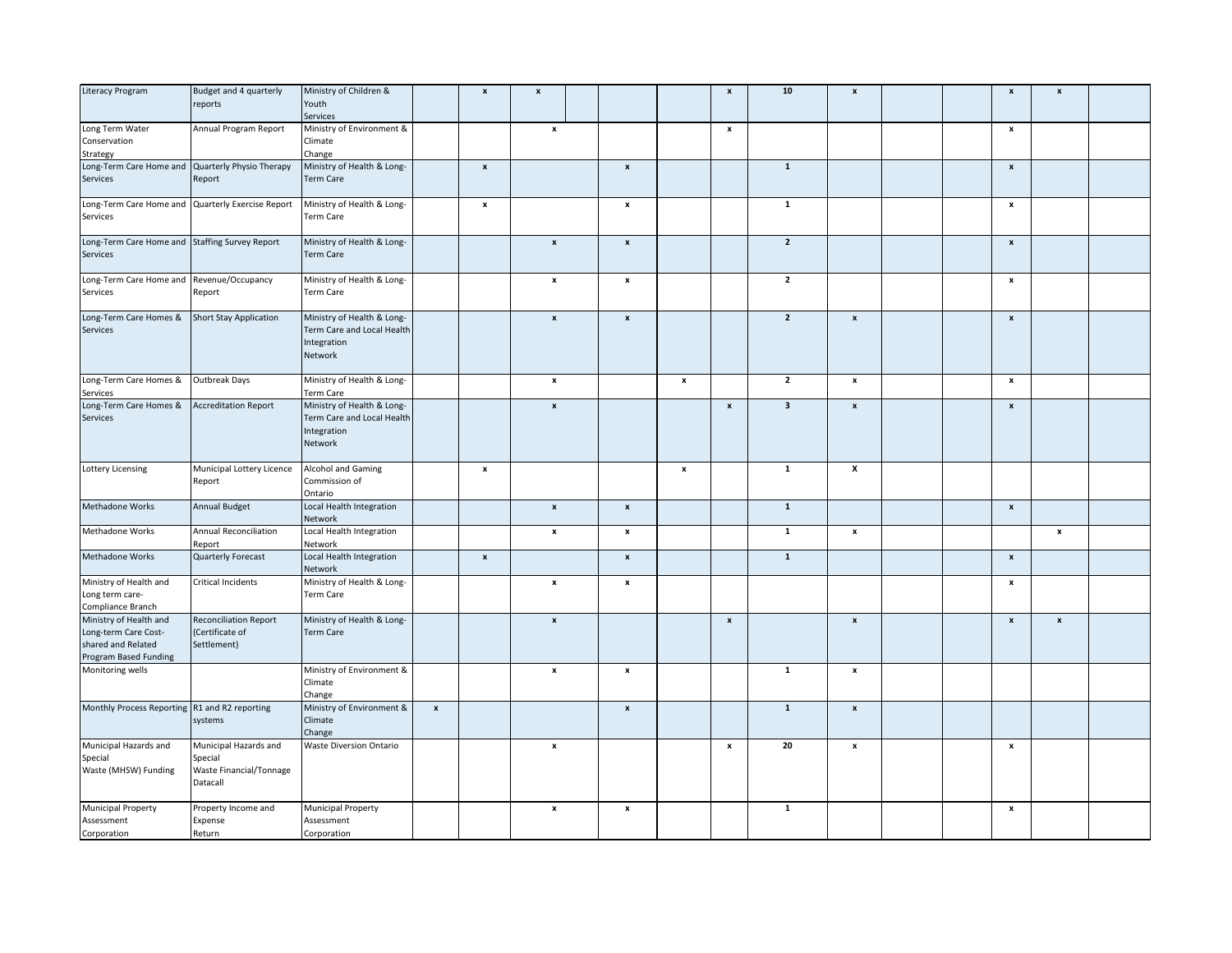| | | | | | | | | | | | | | | | |
|---|---|---|---|---|---|---|---|---|---|---|---|---|---|---|---|
| Literacy Program | Budget and 4 quarterly reports | Ministry of Children & Youth Services | | x | x | | | x | 10 | x | | | x | x | |
| Long Term Water Conservation Strategy | Annual Program Report | Ministry of Environment & Climate Change | | | x | | | x | | | | | x | | |
| Long-Term Care Home and Services | Quarterly Physio Therapy Report | Ministry of Health & Long-Term Care | | x | | x | | | 1 | | | | x | | |
| Long-Term Care Home and Services | Quarterly Exercise Report | Ministry of Health & Long-Term Care | | x | | x | | | 1 | | | | x | | |
| Long-Term Care Home and Services | Staffing Survey Report | Ministry of Health & Long-Term Care | | | x | x | | | 2 | | | | x | | |
| Long-Term Care Home and Services | Revenue/Occupancy Report | Ministry of Health & Long-Term Care | | | x | x | | | 2 | | | | x | | |
| Long-Term Care Homes & Services | Short Stay Application | Ministry of Health & Long-Term Care and Local Health Integration Network | | | x | x | | | 2 | x | | | x | | |
| Long-Term Care Homes & Services | Outbreak Days | Ministry of Health & Long-Term Care | | | x | | x | | 2 | x | | | x | | |
| Long-Term Care Homes & Services | Accreditation Report | Ministry of Health & Long-Term Care and Local Health Integration Network | | | x | | | x | 3 | x | | | x | | |
| Lottery Licensing | Municipal Lottery Licence Report | Alcohol and Gaming Commission of Ontario | | x | | | x | | 1 | X | | | | | |
| Methadone Works | Annual Budget | Local Health Integration Network | | | x | x | | | 1 | | | | x | | |
| Methadone Works | Annual Reconciliation Report | Local Health Integration Network | | | x | x | | | 1 | x | | | | x | |
| Methadone Works | Quarterly Forecast | Local Health Integration Network | | x | | x | | | 1 | | | | x | | |
| Ministry of Health and Long term care-Compliance Branch | Critical Incidents | Ministry of Health & Long-Term Care | | | x | x | | | | | | | x | | |
| Ministry of Health and Long-term Care Cost-shared and Related Program Based Funding | Reconciliation Report (Certificate of Settlement) | Ministry of Health & Long-Term Care | | | x | | | x | | x | | | x | x | |
| Monitoring wells | | Ministry of Environment & Climate Change | | | x | x | | | 1 | x | | | | | |
| Monthly Process Reporting | R1 and R2 reporting systems | Ministry of Environment & Climate Change | x | | | x | | | 1 | x | | | | | |
| Municipal Hazards and Special Waste (MHSW) Funding | Municipal Hazards and Special Waste Financial/Tonnage Datacall | Waste Diversion Ontario | | | x | | | x | 20 | x | | | x | | |
| Municipal Property Assessment Corporation | Property Income and Expense Return | Municipal Property Assessment Corporation | | | x | x | | | 1 | | | | x | | |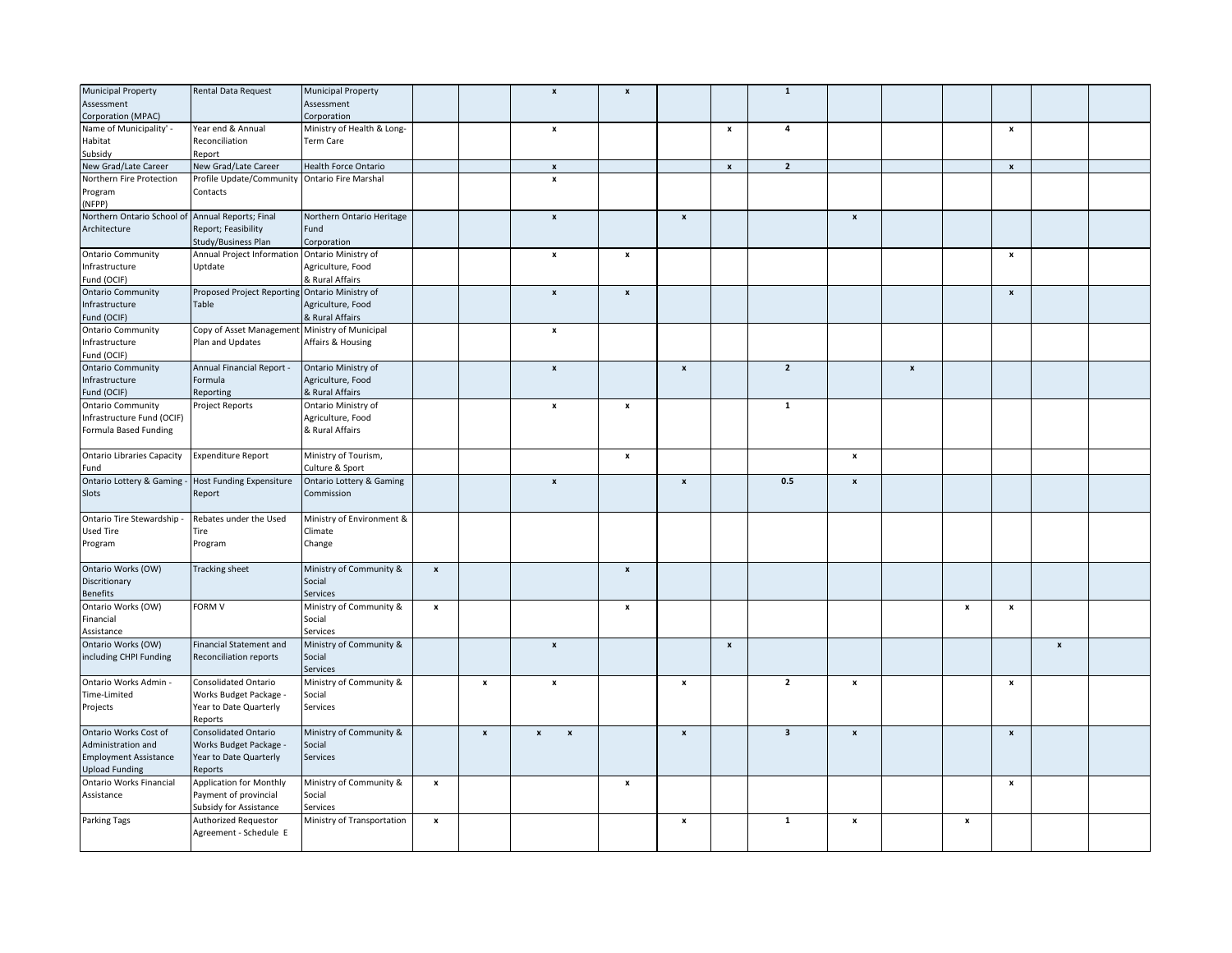| | | | | | | | | | | | | | | | |
|---|---|---|---|---|---|---|---|---|---|---|---|---|---|---|---|
| Municipal Property Assessment Corporation (MPAC) | Rental Data Request | Municipal Property Assessment Corporation | | | x | x | | | 1 | | | | | | |
| Name of Municipality' - Habitat Subsidy | Year end & Annual Reconciliation Report | Ministry of Health & Long-Term Care | | | x | | | x | 4 | | | | x | | |
| New Grad/Late Career | New Grad/Late Career | Health Force Ontario | | | x | | | x | 2 | | | | x | | |
| Northern Fire Protection Program (NFPP) | Profile Update/Community Contacts | Ontario Fire Marshal | | | x | | | | | | | | | | |
| Northern Ontario School of Architecture | Annual Reports; Final Report; Feasibility Study/Business Plan | Northern Ontario Heritage Fund Corporation | | | x | | x | | | x | | | | | |
| Ontario Community Infrastructure Fund (OCIF) | Annual Project Information Uptdate | Ontario Ministry of Agriculture, Food & Rural Affairs | | | x | x | | | | | | | x | | |
| Ontario Community Infrastructure Fund (OCIF) | Proposed Project Reporting Table | Ontario Ministry of Agriculture, Food & Rural Affairs | | | x | x | | | | | | | x | | |
| Ontario Community Infrastructure Fund (OCIF) | Copy of Asset Management Plan and Updates | Ministry of Municipal Affairs & Housing | | | x | | | | | | | | | | |
| Ontario Community Infrastructure Fund (OCIF) | Annual Financial Report - Formula Reporting | Ontario Ministry of Agriculture, Food & Rural Affairs | | | x | | x | | 2 | | x | | | | |
| Ontario Community Infrastructure Fund (OCIF) Formula Based Funding | Project Reports | Ontario Ministry of Agriculture, Food & Rural Affairs | | | x | x | | | 1 | | | | | | |
| Ontario Libraries Capacity Fund | Expenditure Report | Ministry of Tourism, Culture & Sport | | | | x | | | | x | | | | | |
| Ontario Lottery & Gaming - Slots | Host Funding Expensiture Report | Ontario Lottery & Gaming Commission | | | x | | x | | 0.5 | x | | | | | |
| Ontario Tire Stewardship - Used Tire Program | Rebates under the Used Tire Program | Ministry of Environment & Climate Change | | | | | | | | | | | | | |
| Ontario Works (OW) Discritionary Benefits | Tracking sheet | Ministry of Community & Social Services | x | | | x | | | | | | | | | |
| Ontario Works (OW) Financial Assistance | FORM V | Ministry of Community & Social Services | x | | | x | | | | | | x | x | | |
| Ontario Works (OW) including CHPI Funding | Financial Statement and Reconciliation reports | Ministry of Community & Social Services | | | x | | | x | | | | | | x | |
| Ontario Works Admin - Time-Limited Projects | Consolidated Ontario Works Budget Package - Year to Date Quarterly Reports | Ministry of Community & Social Services | | x | x | | x | | 2 | x | | | x | | |
| Ontario Works Cost of Administration and Employment Assistance Upload Funding | Consolidated Ontario Works Budget Package - Year to Date Quarterly Reports | Ministry of Community & Social Services | | x | x x | | x | | 3 | x | | | x | | |
| Ontario Works Financial Assistance | Application for Monthly Payment of provincial Subsidy for Assistance | Ministry of Community & Social Services | x | | | x | | | | | | | x | | |
| Parking Tags | Authorized Requestor Agreement - Schedule E | Ministry of Transportation | x | | | | x | | 1 | x | | x | | | |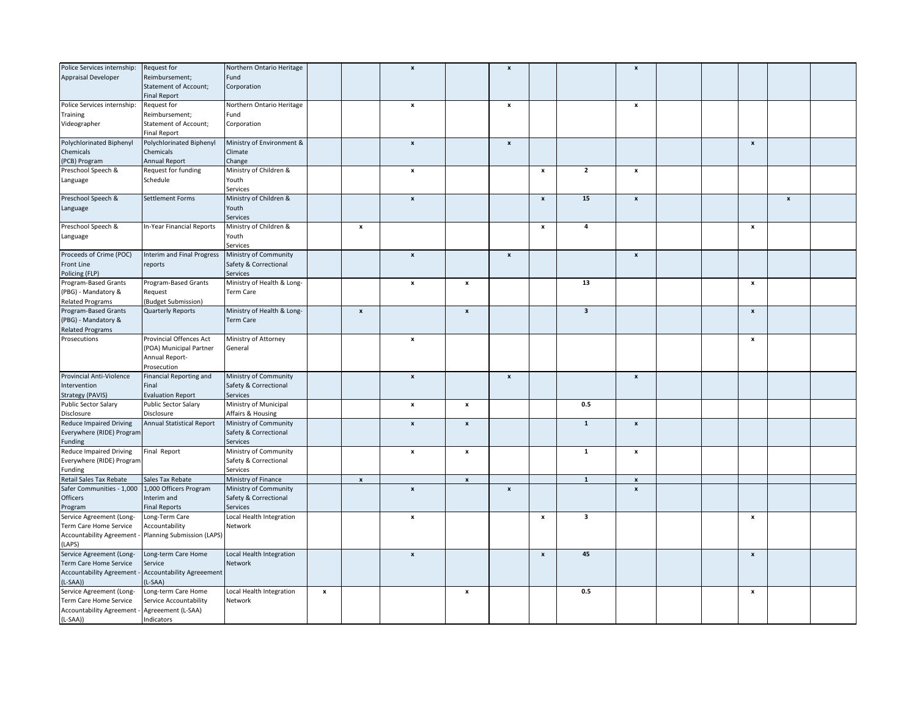| | | | | | | | | | | | | | | | |
|---|---|---|---|---|---|---|---|---|---|---|---|---|---|---|---|
| Police Services internship: Appraisal Developer | Request for Reimbursement; Statement of Account; Final Report | Northern Ontario Heritage Fund Corporation | | | x | | x | | | x | | | | | |
| Police Services internship: Training Videographer | Request for Reimbursement; Statement of Account; Final Report | Northern Ontario Heritage Fund Corporation | | | x | | x | | | x | | | | | |
| Polychlorinated Biphenyl Chemicals (PCB) Program | Polychlorinated Biphenyl Chemicals Annual Report | Ministry of Environment & Climate Change | | | x | | x | | | | | | x | | |
| Preschool Speech & Language | Request for funding Schedule | Ministry of Children & Youth Services | | | x | | | x | 2 | x | | | | | |
| Preschool Speech & Language | Settlement Forms | Ministry of Children & Youth Services | | | x | | | x | 15 | x | | | | x | |
| Preschool Speech & Language | In-Year Financial Reports | Ministry of Children & Youth Services | | x | | | | x | 4 | | | | x | | |
| Proceeds of Crime (POC) Front Line Policing (FLP) | Interim and Final Progress reports | Ministry of Community Safety & Correctional Services | | | x | | x | | | x | | | | | |
| Program-Based Grants (PBG) - Mandatory & Related Programs | Program-Based Grants Request (Budget Submission) | Ministry of Health & Long-Term Care | | | x | x | | | 13 | | | | x | | |
| Program-Based Grants (PBG) - Mandatory & Related Programs | Quarterly Reports | Ministry of Health & Long-Term Care | | x | | x | | | 3 | | | | x | | |
| Prosecutions | Provincial Offences Act (POA) Municipal Partner Annual Report-Prosecution | Ministry of Attorney General | | | x | | | | | | | | x | | |
| Provincial Anti-Violence Intervention Strategy (PAVIS) | Financial Reporting and Final Evaluation Report | Ministry of Community Safety & Correctional Services | | | x | | x | | | x | | | | | |
| Public Sector Salary Disclosure | Public Sector Salary Disclosure | Ministry of Municipal Affairs & Housing | | | x | x | | | 0.5 | | | | | | |
| Reduce Impaired Driving Everywhere (RIDE) Program Funding | Annual Statistical Report | Ministry of Community Safety & Correctional Services | | | x | x | | | 1 | x | | | | | |
| Reduce Impaired Driving Everywhere (RIDE) Program Funding | Final Report | Ministry of Community Safety & Correctional Services | | | x | x | | | 1 | x | | | | | |
| Retail Sales Tax Rebate | Sales Tax Rebate | Ministry of Finance | | x | | x | | | 1 | x | | | | | |
| Safer Communities - 1,000 Officers Program | 1,000 Officers Program Interim and Final Reports | Ministry of Community Safety & Correctional Services | | | x | | x | | | x | | | | | |
| Service Agreement (Long-Term Care Home Service Accountability Agreement - (LAPS) | Long-Term Care Accountability Planning Submission (LAPS) | Local Health Integration Network | | | x | | | x | 3 | | | | x | | |
| Service Agreement (Long-Term Care Home Service Accountability Agreement - (L-SAA)) | Long-term Care Home Service Accountability Agreeement (L-SAA) | Local Health Integration Network | | | x | | | x | 45 | | | | x | | |
| Service Agreement (Long-Term Care Home Service Accountability Agreement - (L-SAA)) | Long-term Care Home Service Accountability Agreeement (L-SAA) Indicators | Local Health Integration Network | x | | | x | | | 0.5 | | | | x | | |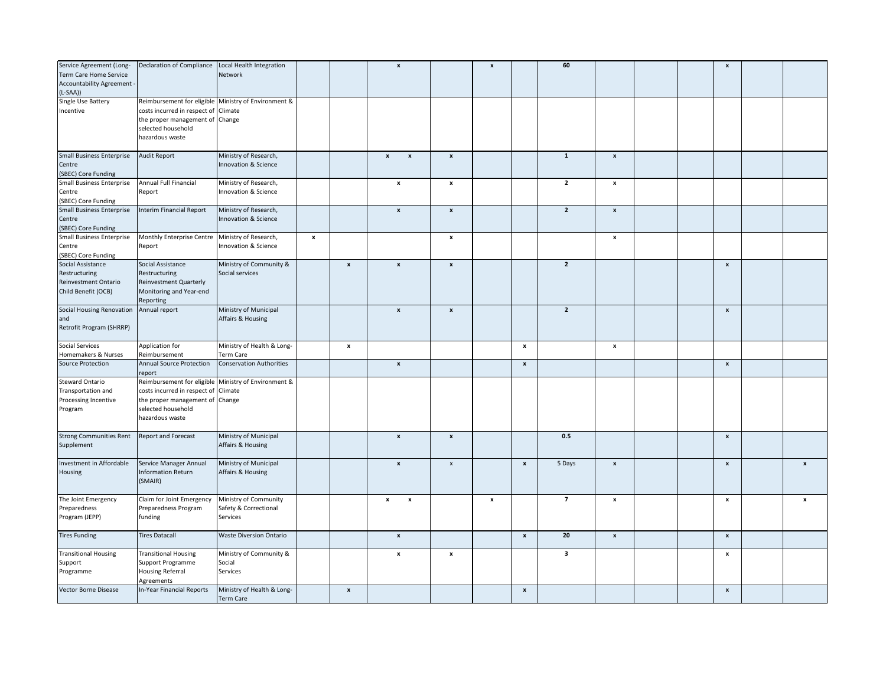| | | | | | | | | | | | | | | | |
|---|---|---|---|---|---|---|---|---|---|---|---|---|---|---|---|
| Service Agreement (Long-Term Care Home Service Accountability Agreement - (L-SAA)) | Declaration of Compliance | Local Health Integration Network | | | x | | x | | 60 | | | | x | | |
| Single Use Battery Incentive | Reimbursement for eligible costs incurred in respect of the proper management of selected household hazardous waste | Ministry of Environment & Climate Change | | | | | | | | | | | | | |
| Small Business Enterprise Centre (SBEC) Core Funding | Audit Report | Ministry of Research, Innovation & Science | | | x x | x | | | 1 | x | | | | | |
| Small Business Enterprise Centre (SBEC) Core Funding | Annual Full Financial Report | Ministry of Research, Innovation & Science | | | x | x | | | 2 | x | | | | | |
| Small Business Enterprise Centre (SBEC) Core Funding | Interim Financial Report | Ministry of Research, Innovation & Science | | | x | x | | | 2 | x | | | | | |
| Small Business Enterprise Centre (SBEC) Core Funding | Monthly Enterprise Centre Report | Ministry of Research, Innovation & Science | x | | | x | | | | x | | | | | |
| Social Assistance Restructuring Reinvestment Ontario Child Benefit (OCB) | Social Assistance Restructuring Reinvestment Quarterly Monitoring and Year-end Reporting | Ministry of Community & Social services | | x | x | x | | | 2 | | | | x | | |
| Social Housing Renovation and Retrofit Program (SHRRP) | Annual report | Ministry of Municipal Affairs & Housing | | | x | x | | | 2 | | | | x | | |
| Social Services Homemakers & Nurses | Application for Reimbursement | Ministry of Health & Long-Term Care | | x | | | | x | | x | | | | | |
| Source Protection | Annual Source Protection report | Conservation Authorities | | | x | | | x | | | | | x | | |
| Steward Ontario Transportation and Processing Incentive Program | Reimbursement for eligible costs incurred in respect of the proper management of selected household hazardous waste | Ministry of Environment & Climate Change | | | | | | | | | | | | | |
| Strong Communities Rent Supplement | Report and Forecast | Ministry of Municipal Affairs & Housing | | | x | x | | | 0.5 | | | | x | | |
| Investment in Affordable Housing | Service Manager Annual Information Return (SMAIR) | Ministry of Municipal Affairs & Housing | | | x | x | | x | 5 Days | x | | | x | | x |
| The Joint Emergency Preparedness Program (JEPP) | Claim for Joint Emergency Preparedness Program funding | Ministry of Community Safety & Correctional Services | | | x x | | x | | 7 | x | | | x | | x |
| Tires Funding | Tires Datacall | Waste Diversion Ontario | | | x | | | x | 20 | x | | | x | | |
| Transitional Housing Support Programme | Transitional Housing Support Programme Housing Referral Agreements | Ministry of Community & Social Services | | | x | x | | | 3 | | | | x | | |
| Vector Borne Disease | In-Year Financial Reports | Ministry of Health & Long-Term Care | | x | | | | x | | | | | x | | |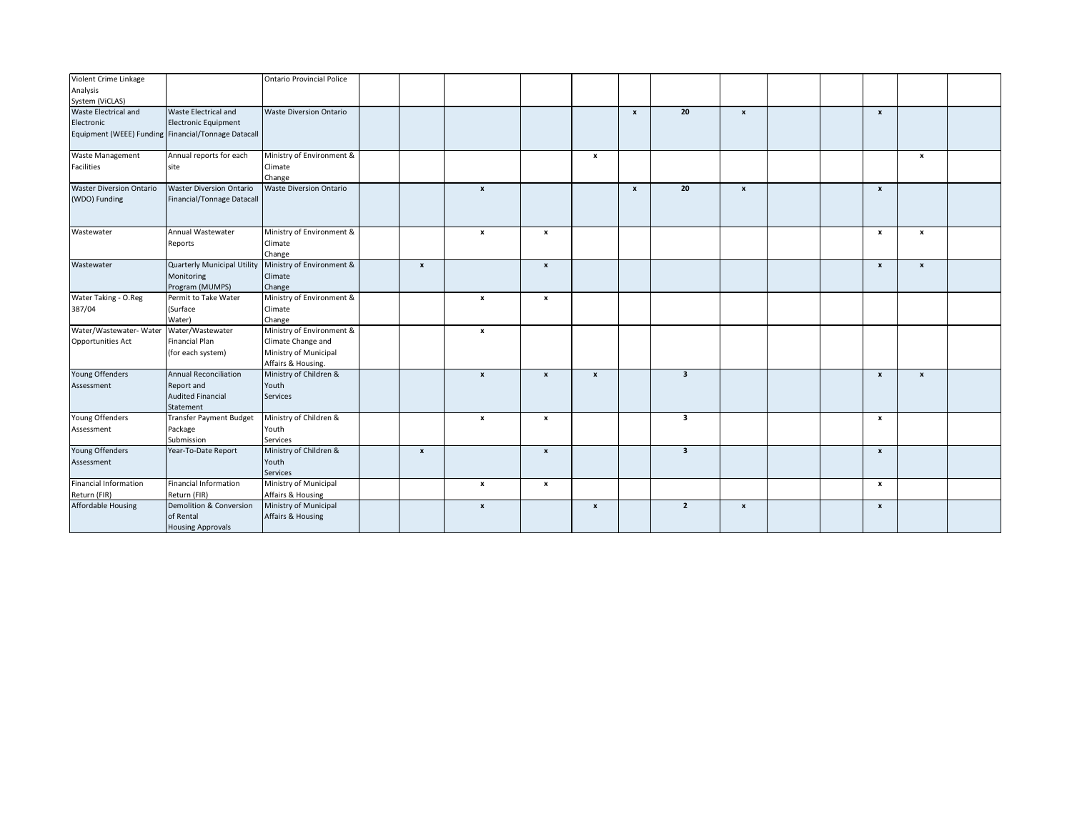| | | | | | | | | | | | | | | | |
|---|---|---|---|---|---|---|---|---|---|---|---|---|---|---|---|
| Violent Crime Linkage Analysis System (ViCLAS) | | Ontario Provincial Police | | | | | | | | | | | | | |
| Waste Electrical and Electronic Equipment (WEEE) Funding | Waste Electrical and Electronic Equipment Financial/Tonnage Datacall | Waste Diversion Ontario | | | | | | x | 20 | x | | | x | | |
| Waste Management Facilities | Annual reports for each site | Ministry of Environment & Climate Change | | | | | x | | | | | | | x | |
| Waster Diversion Ontario (WDO) Funding | Waster Diversion Ontario Financial/Tonnage Datacall | Waste Diversion Ontario | | | x | | | x | 20 | x | | | x | | |
| Wastewater | Annual Wastewater Reports | Ministry of Environment & Climate Change | | | x | x | | | | | | | x | x | |
| Wastewater | Quarterly Municipal Utility Monitoring Program (MUMPS) | Ministry of Environment & Climate Change | | x | | x | | | | | | | x | x | |
| Water Taking - O.Reg 387/04 | Permit to Take Water (Surface Water) | Ministry of Environment & Climate Change | | | x | x | | | | | | | | | |
| Water/Wastewater- Water Opportunities Act | Water/Wastewater Financial Plan (for each system) | Ministry of Environment & Climate Change and Ministry of Municipal Affairs & Housing. | | | x | | | | | | | | | | |
| Young Offenders Assessment | Annual Reconciliation Report and Audited Financial Statement | Ministry of Children & Youth Services | | | x | x | x | | 3 | | | | x | x | |
| Young Offenders Assessment | Transfer Payment Budget Package Submission | Ministry of Children & Youth Services | | | x | x | | | 3 | | | | x | | |
| Young Offenders Assessment | Year-To-Date Report | Ministry of Children & Youth Services | | x | | x | | | 3 | | | | x | | |
| Financial Information Return (FIR) | Financial Information Return (FIR) | Ministry of Municipal Affairs & Housing | | | x | x | | | | | | | x | | |
| Affordable Housing | Demolition & Conversion of Rental Housing Approvals | Ministry of Municipal Affairs & Housing | | | x | | x | | 2 | x | | | x | | |